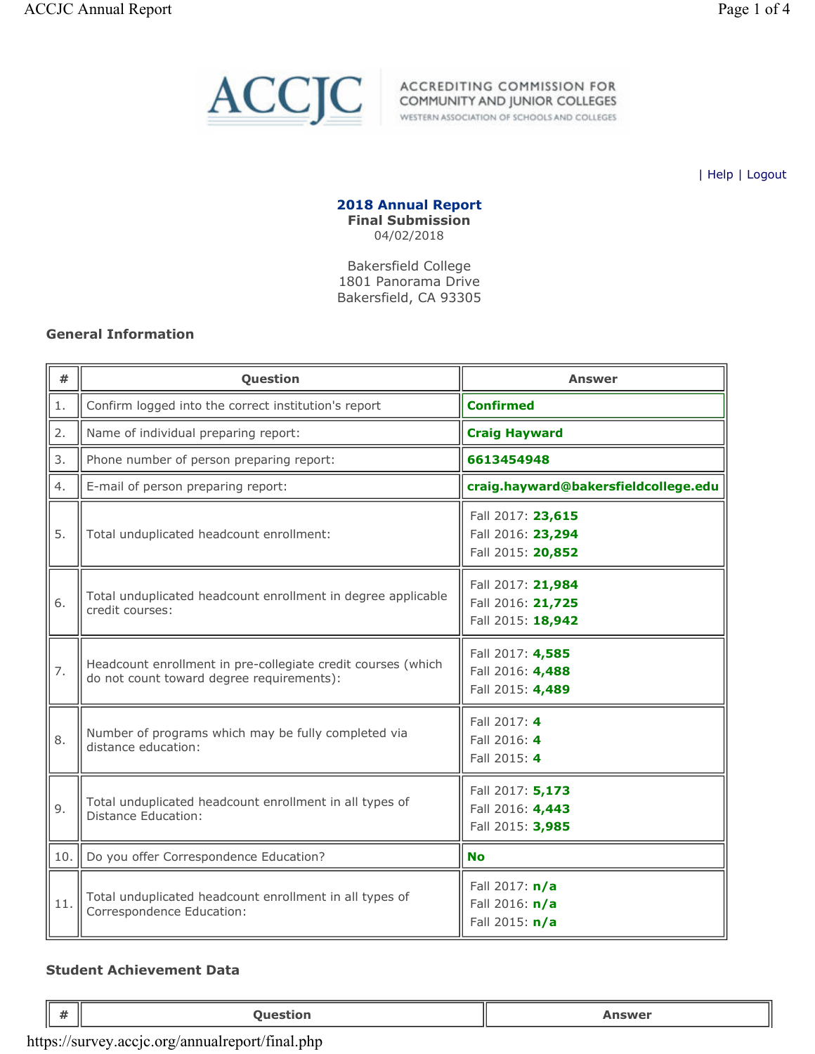ACCREDITING COMMISSION FOR COMMUNITY AND JUNIOR COLLEGES
WESTERN ASSOCIATION OF SCHOOLS AND COLLEGES

| Help | Logout

**2018 Annual Report**
**Final Submission**
04/02/2018

Bakersfield College
1801 Panorama Drive
Bakersfield, CA 93305

### General Information

| # | Question | Answer |
|---|---|---|
| 1. | Confirm logged into the correct institution's report | **Confirmed** |
| 2. | Name of individual preparing report: | **Craig Hayward** |
| 3. | Phone number of person preparing report: | **6613454948** |
| 4. | E-mail of person preparing report: | **craig.hayward@bakersfieldcollege.edu** |
| 5. | Total unduplicated headcount enrollment: | Fall 2017: **23,615**<br>Fall 2016: **23,294**<br>Fall 2015: **20,852** |
| 6. | Total unduplicated headcount enrollment in degree applicable credit courses: | Fall 2017: **21,984**<br>Fall 2016: **21,725**<br>Fall 2015: **18,942** |
| 7. | Headcount enrollment in pre-collegiate credit courses (which do not count toward degree requirements): | Fall 2017: **4,585**<br>Fall 2016: **4,488**<br>Fall 2015: **4,489** |
| 8. | Number of programs which may be fully completed via distance education: | Fall 2017: **4**<br>Fall 2016: **4**<br>Fall 2015: **4** |
| 9. | Total unduplicated headcount enrollment in all types of Distance Education: | Fall 2017: **5,173**<br>Fall 2016: **4,443**<br>Fall 2015: **3,985** |
| 10. | Do you offer Correspondence Education? | **No** |
| 11. | Total unduplicated headcount enrollment in all types of Correspondence Education: | Fall 2017: **n/a**<br>Fall 2016: **n/a**<br>Fall 2015: **n/a** |

### Student Achievement Data

| # | Question | Answer |
|---|---|---|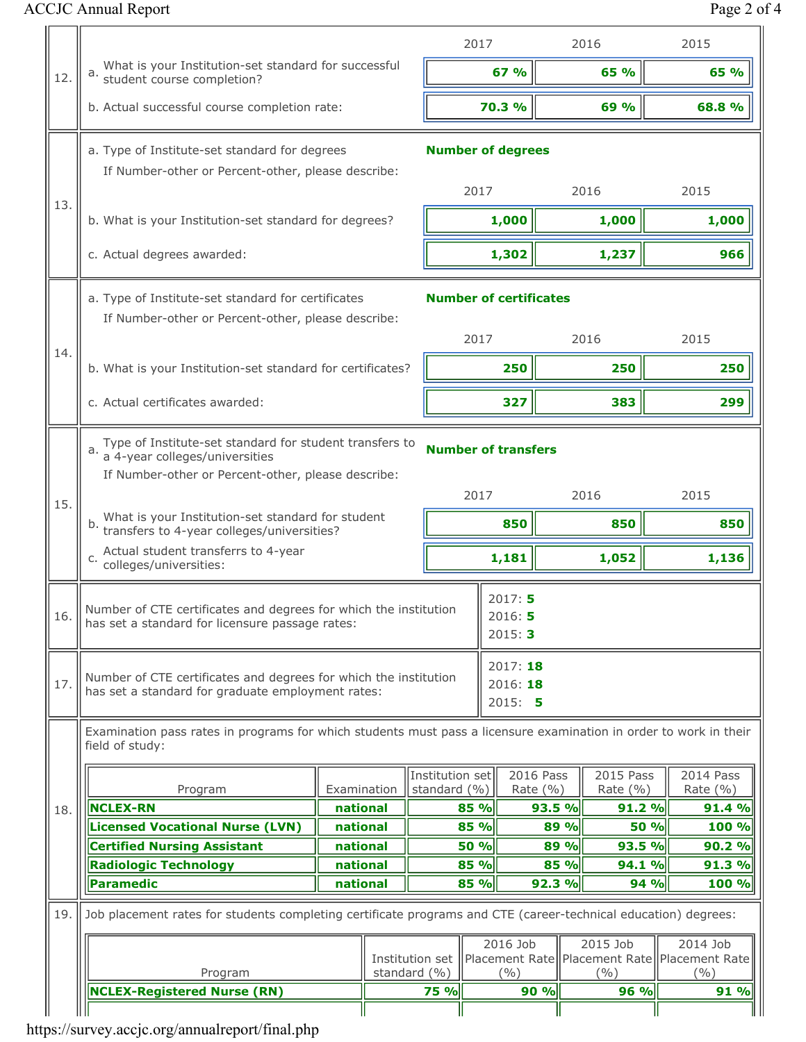**12.**

| | 2017 | 2016 | 2015 |
|---|---|---|---|
| a. What is your Institution-set standard for successful student course completion? | **67 %** | **65 %** | **65 %** |
| b. Actual successful course completion rate: | **70.3 %** | **69 %** | **68.8 %** |

**13.**

a. Type of Institute-set standard for degrees **Number of degrees**

If Number-other or Percent-other, please describe:

| | 2017 | 2016 | 2015 |
|---|---|---|---|
| b. What is your Institution-set standard for degrees? | **1,000** | **1,000** | **1,000** |
| c. Actual degrees awarded: | **1,302** | **1,237** | **966** |

**14.**

a. Type of Institute-set standard for certificates **Number of certificates**

If Number-other or Percent-other, please describe:

| | 2017 | 2016 | 2015 |
|---|---|---|---|
| b. What is your Institution-set standard for certificates? | **250** | **250** | **250** |
| c. Actual certificates awarded: | **327** | **383** | **299** |

**15.**

a. Type of Institute-set standard for student transfers to a 4-year colleges/universities **Number of transfers**

If Number-other or Percent-other, please describe:

| | 2017 | 2016 | 2015 |
|---|---|---|---|
| b. What is your Institution-set standard for student transfers to 4-year colleges/universities? | **850** | **850** | **850** |
| c. Actual student transferrs to 4-year colleges/universities: | **1,181** | **1,052** | **1,136** |

**16.** Number of CTE certificates and degrees for which the institution has set a standard for licensure passage rates:

2017: **5**
2016: **5**
2015: **3**

**17.** Number of CTE certificates and degrees for which the institution has set a standard for graduate employment rates:

2017: **18**
2016: **18**
2015: **5**

**18.** Examination pass rates in programs for which students must pass a licensure examination in order to work in their field of study:

| Program | Examination | Institution set standard (%) | 2016 Pass Rate (%) | 2015 Pass Rate (%) | 2014 Pass Rate (%) |
|---|---|---|---|---|---|
| **NCLEX-RN** | **national** | **85 %** | **93.5 %** | **91.2 %** | **91.4 %** |
| **Licensed Vocational Nurse (LVN)** | **national** | **85 %** | **89 %** | **50 %** | **100 %** |
| **Certified Nursing Assistant** | **national** | **50 %** | **89 %** | **93.5 %** | **90.2 %** |
| **Radiologic Technology** | **national** | **85 %** | **85 %** | **94.1 %** | **91.3 %** |
| **Paramedic** | **national** | **85 %** | **92.3 %** | **94 %** | **100 %** |

**19.** Job placement rates for students completing certificate programs and CTE (career-technical education) degrees:

| Program | Institution set standard (%) | 2016 Job Placement Rate (%) | 2015 Job Placement Rate (%) | 2014 Job Placement Rate (%) |
|---|---|---|---|---|
| **NCLEX-Registered Nurse (RN)** | **75 %** | **90 %** | **96 %** | **91 %** |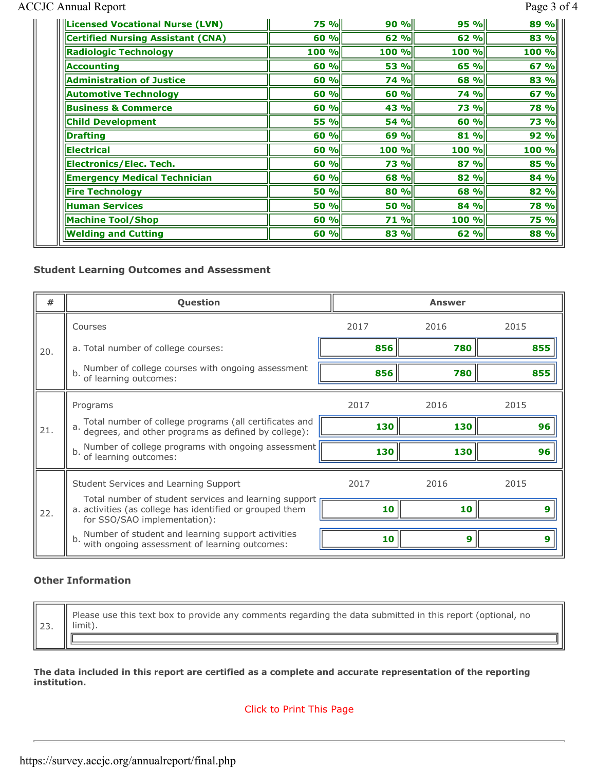| | | | | |
|---|---|---|---|---|
| Licensed Vocational Nurse (LVN) | 75 % | 90 % | 95 % | 89 % |
| Certified Nursing Assistant (CNA) | 60 % | 62 % | 62 % | 83 % |
| Radiologic Technology | 100 % | 100 % | 100 % | 100 % |
| Accounting | 60 % | 53 % | 65 % | 67 % |
| Administration of Justice | 60 % | 74 % | 68 % | 83 % |
| Automotive Technology | 60 % | 60 % | 74 % | 67 % |
| Business & Commerce | 60 % | 43 % | 73 % | 78 % |
| Child Development | 55 % | 54 % | 60 % | 73 % |
| Drafting | 60 % | 69 % | 81 % | 92 % |
| Electrical | 60 % | 100 % | 100 % | 100 % |
| Electronics/Elec. Tech. | 60 % | 73 % | 87 % | 85 % |
| Emergency Medical Technician | 60 % | 68 % | 82 % | 84 % |
| Fire Technology | 50 % | 80 % | 68 % | 82 % |
| Human Services | 50 % | 50 % | 84 % | 78 % |
| Machine Tool/Shop | 60 % | 71 % | 100 % | 75 % |
| Welding and Cutting | 60 % | 83 % | 62 % | 88 % |

### Student Learning Outcomes and Assessment

| # | Question | Answer | | |
|---|---|---|---|---|
| 20. | Courses | 2017 | 2016 | 2015 |
| | a. Total number of college courses: | 856 | 780 | 855 |
| | b. Number of college courses with ongoing assessment of learning outcomes: | 856 | 780 | 855 |
| 21. | Programs | 2017 | 2016 | 2015 |
| | a. Total number of college programs (all certificates and degrees, and other programs as defined by college): | 130 | 130 | 96 |
| | b. Number of college programs with ongoing assessment of learning outcomes: | 130 | 130 | 96 |
| 22. | Student Services and Learning Support | 2017 | 2016 | 2015 |
| | a. Total number of student services and learning support activities (as college has identified or grouped them for SSO/SAO implementation): | 10 | 10 | 9 |
| | b. Number of student and learning support activities with ongoing assessment of learning outcomes: | 10 | 9 | 9 |

### Other Information

| | |
|---|---|
| 23. | Please use this text box to provide any comments regarding the data submitted in this report (optional, no limit). |

**The data included in this report are certified as a complete and accurate representation of the reporting institution.**

Click to Print This Page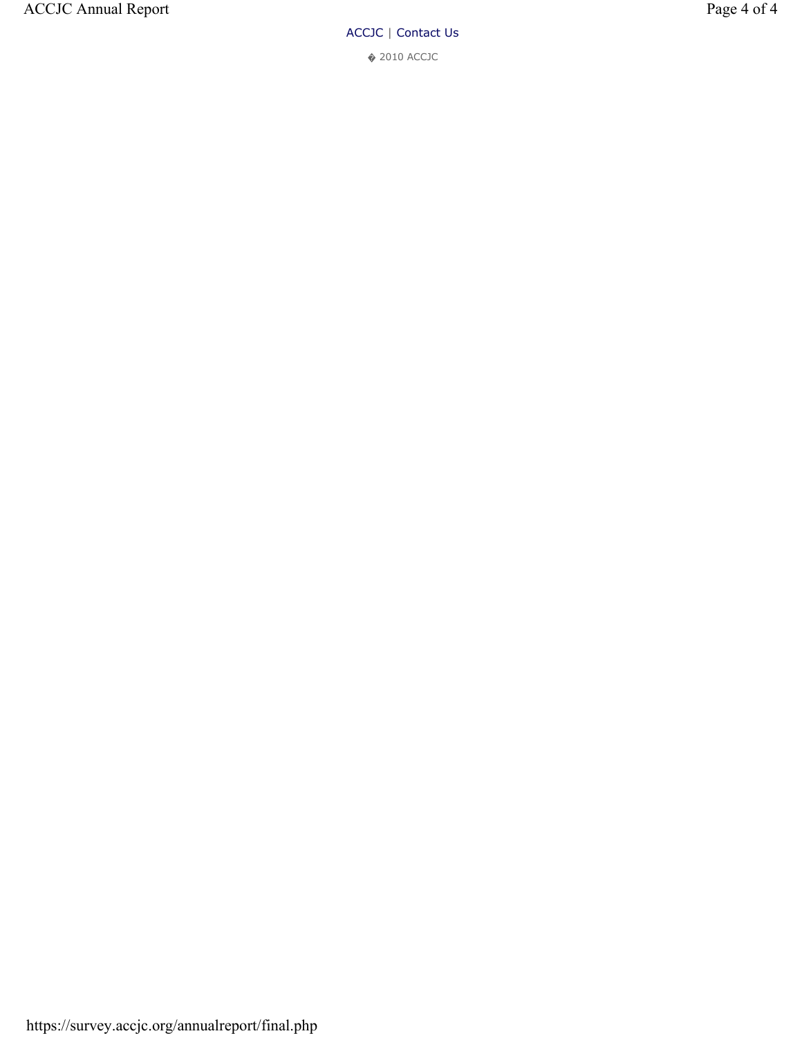ACCJC | Contact Us

� 2010 ACCJC